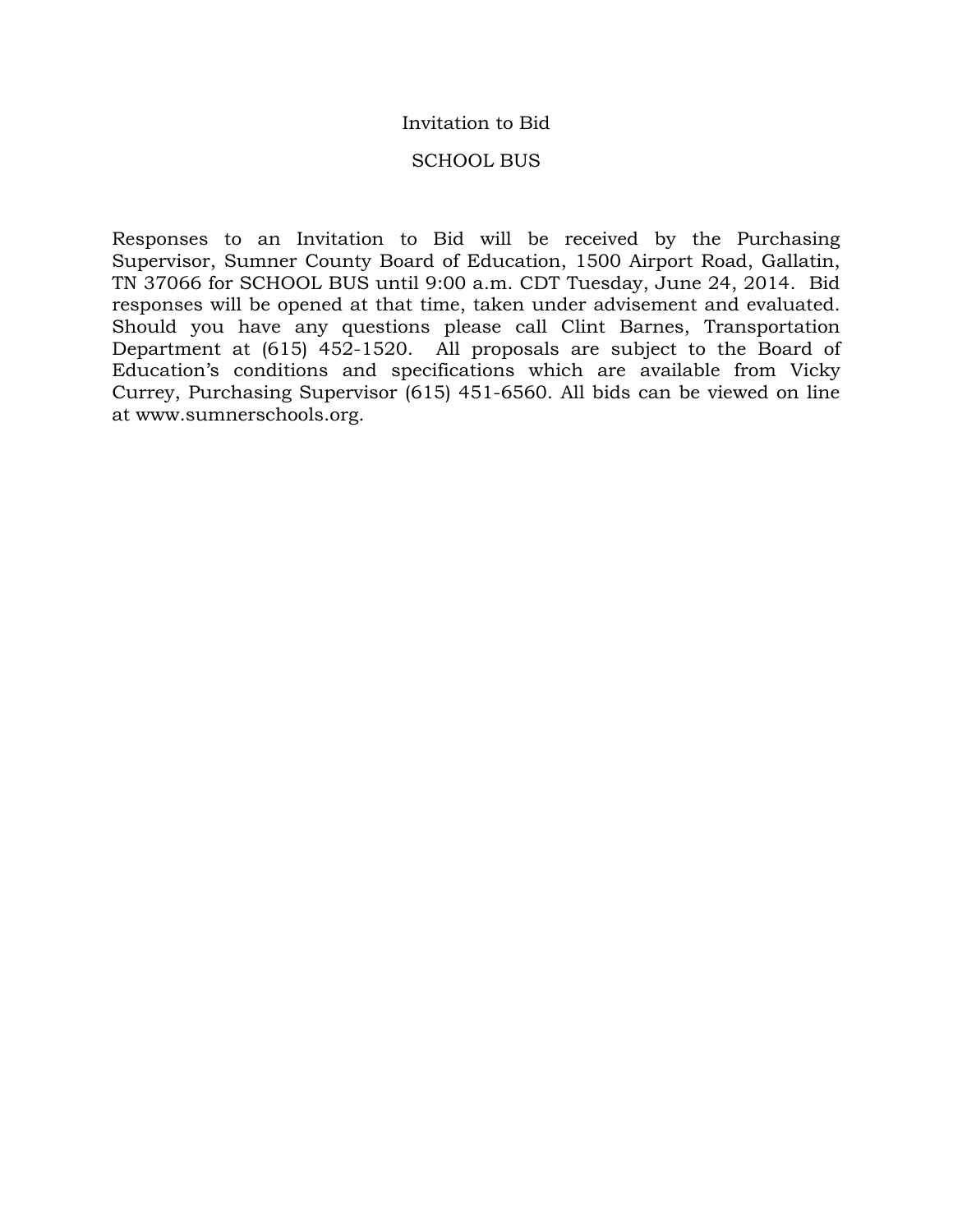# Invitation to Bid

## SCHOOL BUS

Responses to an Invitation to Bid will be received by the Purchasing Supervisor, Sumner County Board of Education, 1500 Airport Road, Gallatin, TN 37066 for SCHOOL BUS until 9:00 a.m. CDT Tuesday, June 24, 2014. Bid responses will be opened at that time, taken under advisement and evaluated. Should you have any questions please call Clint Barnes, Transportation Department at (615) 452-1520. All proposals are subject to the Board of Education's conditions and specifications which are available from Vicky Currey, Purchasing Supervisor (615) 451-6560. All bids can be viewed on line at www.sumnerschools.org.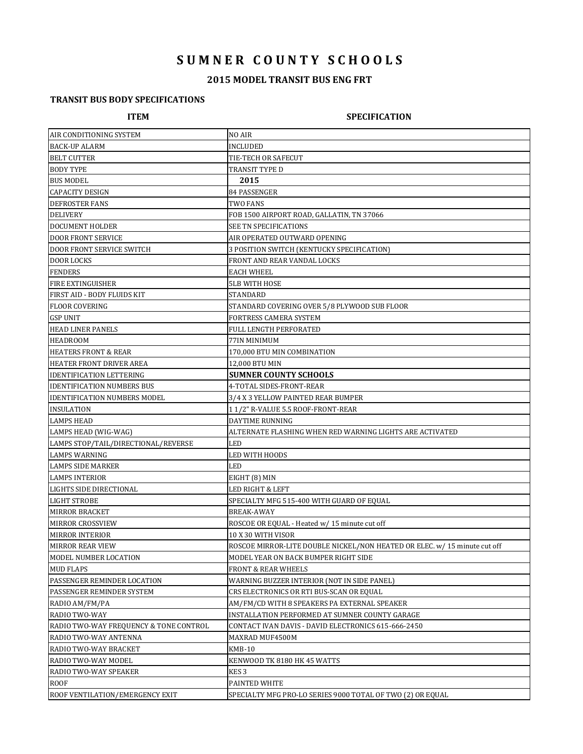# SUMNER COUNTY SCHOOLS

## 2015 MODEL TRANSIT BUS ENG FRT

### TRANSIT BUS BODY SPECIFICATIONS

| ITEM | SPECIFICATION |
|---|---|
| AIR CONDITIONING SYSTEM | NO AIR |
| BACK-UP ALARM | INCLUDED |
| BELT CUTTER | TIE-TECH OR SAFECUT |
| BODY TYPE | TRANSIT TYPE D |
| BUS MODEL | **2015** |
| CAPACITY DESIGN | 84 PASSENGER |
| DEFROSTER FANS | TWO FANS |
| DELIVERY | FOB 1500 AIRPORT ROAD, GALLATIN, TN 37066 |
| DOCUMENT HOLDER | SEE TN SPECIFICATIONS |
| DOOR FRONT SERVICE | AIR OPERATED OUTWARD OPENING |
| DOOR FRONT SERVICE SWITCH | 3 POSITION SWITCH (KENTUCKY SPECIFICATION) |
| DOOR LOCKS | FRONT AND REAR VANDAL LOCKS |
| FENDERS | EACH WHEEL |
| FIRE EXTINGUISHER | 5LB WITH HOSE |
| FIRST AID - BODY FLUIDS KIT | STANDARD |
| FLOOR COVERING | STANDARD COVERING OVER 5/8 PLYWOOD SUB FLOOR |
| GSP UNIT | FORTRESS CAMERA SYSTEM |
| HEAD LINER PANELS | FULL LENGTH PERFORATED |
| HEADROOM | 77IN MINIMUM |
| HEATERS FRONT & REAR | 170,000 BTU MIN COMBINATION |
| HEATER FRONT DRIVER AREA | 12,000 BTU MIN |
| IDENTIFICATION LETTERING | **SUMNER COUNTY SCHOOLS** |
| IDENTIFICATION NUMBERS BUS | 4-TOTAL SIDES-FRONT-REAR |
| IDENTIFICATION NUMBERS MODEL | 3/4 X 3 YELLOW PAINTED REAR BUMPER |
| INSULATION | 1 1/2" R-VALUE 5.5 ROOF-FRONT-REAR |
| LAMPS HEAD | DAYTIME RUNNING |
| LAMPS HEAD (WIG-WAG) | ALTERNATE FLASHING WHEN RED WARNING LIGHTS ARE ACTIVATED |
| LAMPS STOP/TAIL/DIRECTIONAL/REVERSE | LED |
| LAMPS WARNING | LED WITH HOODS |
| LAMPS SIDE MARKER | LED |
| LAMPS INTERIOR | EIGHT (8) MIN |
| LIGHTS SIDE DIRECTIONAL | LED RIGHT & LEFT |
| LIGHT STROBE | SPECIALTY MFG 515-400 WITH GUARD OF EQUAL |
| MIRROR BRACKET | BREAK-AWAY |
| MIRROR CROSSVIEW | ROSCOE OR EQUAL - Heated w/ 15 minute cut off |
| MIRROR INTERIOR | 10 X 30 WITH VISOR |
| MIRROR REAR VIEW | ROSCOE MIRROR-LITE DOUBLE NICKEL/NON HEATED OR ELEC. w/ 15 minute cut off |
| MODEL NUMBER LOCATION | MODEL YEAR ON BACK BUMPER RIGHT SIDE |
| MUD FLAPS | FRONT & REAR WHEELS |
| PASSENGER REMINDER LOCATION | WARNING BUZZER INTERIOR (NOT IN SIDE PANEL) |
| PASSENGER REMINDER SYSTEM | CRS ELECTRONICS OR RTI BUS-SCAN OR EQUAL |
| RADIO AM/FM/PA | AM/FM/CD WITH 8 SPEAKERS PA EXTERNAL SPEAKER |
| RADIO TWO-WAY | INSTALLATION PERFORMED AT SUMNER COUNTY GARAGE |
| RADIO TWO-WAY FREQUENCY & TONE CONTROL | CONTACT IVAN DAVIS - DAVID ELECTRONICS 615-666-2450 |
| RADIO TWO-WAY ANTENNA | MAXRAD MUF4500M |
| RADIO TWO-WAY BRACKET | KMB-10 |
| RADIO TWO-WAY MODEL | KENWOOD TK 8180 HK 45 WATTS |
| RADIO TWO-WAY SPEAKER | KES 3 |
| ROOF | PAINTED WHITE |
| ROOF VENTILATION/EMERGENCY EXIT | SPECIALTY MFG PRO-LO SERIES 9000 TOTAL OF TWO (2) OR EQUAL |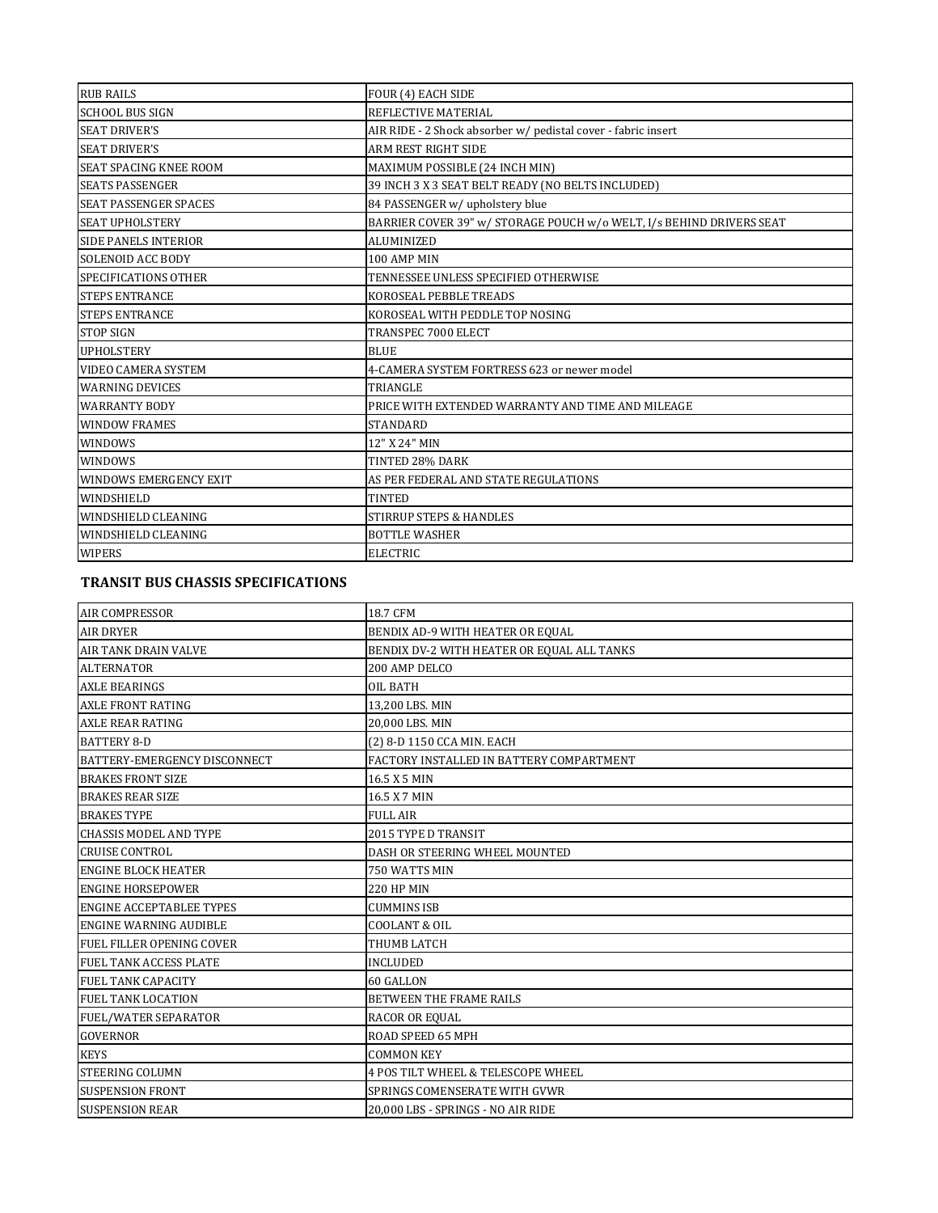| RUB RAILS | FOUR (4) EACH SIDE |
|---|---|
| SCHOOL BUS SIGN | REFLECTIVE MATERIAL |
| SEAT DRIVER'S | AIR RIDE - 2 Shock absorber w/ pedistal cover - fabric insert |
| SEAT DRIVER'S | ARM REST RIGHT SIDE |
| SEAT SPACING KNEE ROOM | MAXIMUM POSSIBLE (24 INCH MIN) |
| SEATS PASSENGER | 39 INCH 3 X 3 SEAT BELT READY (NO BELTS INCLUDED) |
| SEAT PASSENGER SPACES | 84 PASSENGER w/ upholstery blue |
| SEAT UPHOLSTERY | BARRIER COVER 39" w/ STORAGE POUCH w/o WELT, l/s BEHIND DRIVERS SEAT |
| SIDE PANELS INTERIOR | ALUMINIZED |
| SOLENOID ACC BODY | 100 AMP MIN |
| SPECIFICATIONS OTHER | TENNESSEE UNLESS SPECIFIED OTHERWISE |
| STEPS ENTRANCE | KOROSEAL PEBBLE TREADS |
| STEPS ENTRANCE | KOROSEAL WITH PEDDLE TOP NOSING |
| STOP SIGN | TRANSPEC 7000 ELECT |
| UPHOLSTERY | BLUE |
| VIDEO CAMERA SYSTEM | 4-CAMERA SYSTEM FORTRESS 623 or newer model |
| WARNING DEVICES | TRIANGLE |
| WARRANTY BODY | PRICE WITH EXTENDED WARRANTY AND TIME AND MILEAGE |
| WINDOW FRAMES | STANDARD |
| WINDOWS | 12" X 24" MIN |
| WINDOWS | TINTED 28% DARK |
| WINDOWS EMERGENCY EXIT | AS PER FEDERAL AND STATE REGULATIONS |
| WINDSHIELD | TINTED |
| WINDSHIELD CLEANING | STIRRUP STEPS & HANDLES |
| WINDSHIELD CLEANING | BOTTLE WASHER |
| WIPERS | ELECTRIC |

**TRANSIT BUS CHASSIS SPECIFICATIONS**

| AIR COMPRESSOR | 18.7 CFM |
|---|---|
| AIR DRYER | BENDIX AD-9 WITH HEATER OR EQUAL |
| AIR TANK DRAIN VALVE | BENDIX DV-2 WITH HEATER OR EQUAL ALL TANKS |
| ALTERNATOR | 200 AMP DELCO |
| AXLE BEARINGS | OIL BATH |
| AXLE FRONT RATING | 13,200 LBS. MIN |
| AXLE REAR RATING | 20,000 LBS. MIN |
| BATTERY 8-D | (2) 8-D 1150 CCA MIN. EACH |
| BATTERY-EMERGENCY DISCONNECT | FACTORY INSTALLED IN BATTERY COMPARTMENT |
| BRAKES FRONT SIZE | 16.5 X 5 MIN |
| BRAKES REAR SIZE | 16.5 X 7 MIN |
| BRAKES TYPE | FULL AIR |
| CHASSIS MODEL AND TYPE | 2015 TYPE D TRANSIT |
| CRUISE CONTROL | DASH OR STEERING WHEEL MOUNTED |
| ENGINE BLOCK HEATER | 750 WATTS MIN |
| ENGINE HORSEPOWER | 220 HP MIN |
| ENGINE ACCEPTABLEE TYPES | CUMMINS ISB |
| ENGINE WARNING AUDIBLE | COOLANT & OIL |
| FUEL FILLER OPENING COVER | THUMB LATCH |
| FUEL TANK ACCESS PLATE | INCLUDED |
| FUEL TANK CAPACITY | 60 GALLON |
| FUEL TANK LOCATION | BETWEEN THE FRAME RAILS |
| FUEL/WATER SEPARATOR | RACOR OR EQUAL |
| GOVERNOR | ROAD SPEED 65 MPH |
| KEYS | COMMON KEY |
| STEERING COLUMN | 4 POS TILT WHEEL & TELESCOPE WHEEL |
| SUSPENSION FRONT | SPRINGS COMENSERATE WITH GVWR |
| SUSPENSION REAR | 20,000 LBS - SPRINGS - NO AIR RIDE |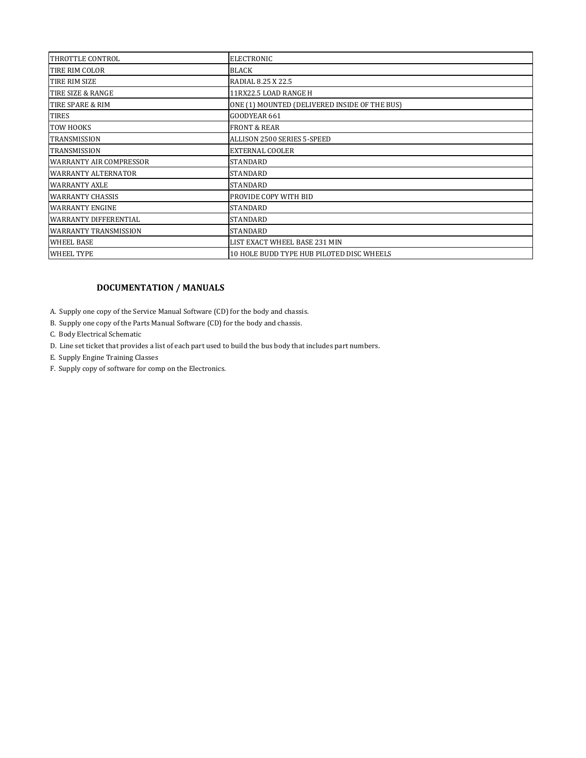| THROTTLE CONTROL | ELECTRONIC |
| --- | --- |
| TIRE RIM COLOR | BLACK |
| TIRE RIM SIZE | RADIAL 8.25 X 22.5 |
| TIRE SIZE & RANGE | 11RX22.5 LOAD RANGE H |
| TIRE SPARE & RIM | ONE (1) MOUNTED (DELIVERED INSIDE OF THE BUS) |
| TIRES | GOODYEAR 661 |
| TOW HOOKS | FRONT & REAR |
| TRANSMISSION | ALLISON 2500 SERIES 5-SPEED |
| TRANSMISSION | EXTERNAL COOLER |
| WARRANTY AIR COMPRESSOR | STANDARD |
| WARRANTY ALTERNATOR | STANDARD |
| WARRANTY AXLE | STANDARD |
| WARRANTY CHASSIS | PROVIDE COPY WITH BID |
| WARRANTY ENGINE | STANDARD |
| WARRANTY DIFFERENTIAL | STANDARD |
| WARRANTY TRANSMISSION | STANDARD |
| WHEEL BASE | LIST EXACT WHEEL BASE 231 MIN |
| WHEEL TYPE | 10 HOLE BUDD TYPE HUB PILOTED DISC WHEELS |

### DOCUMENTATION / MANUALS

A. Supply one copy of the Service Manual Software (CD) for the body and chassis.

B. Supply one copy of the Parts Manual Software (CD) for the body and chassis.

C. Body Electrical Schematic

D. Line set ticket that provides a list of each part used to build the bus body that includes part numbers.

E. Supply Engine Training Classes

F. Supply copy of software for comp on the Electronics.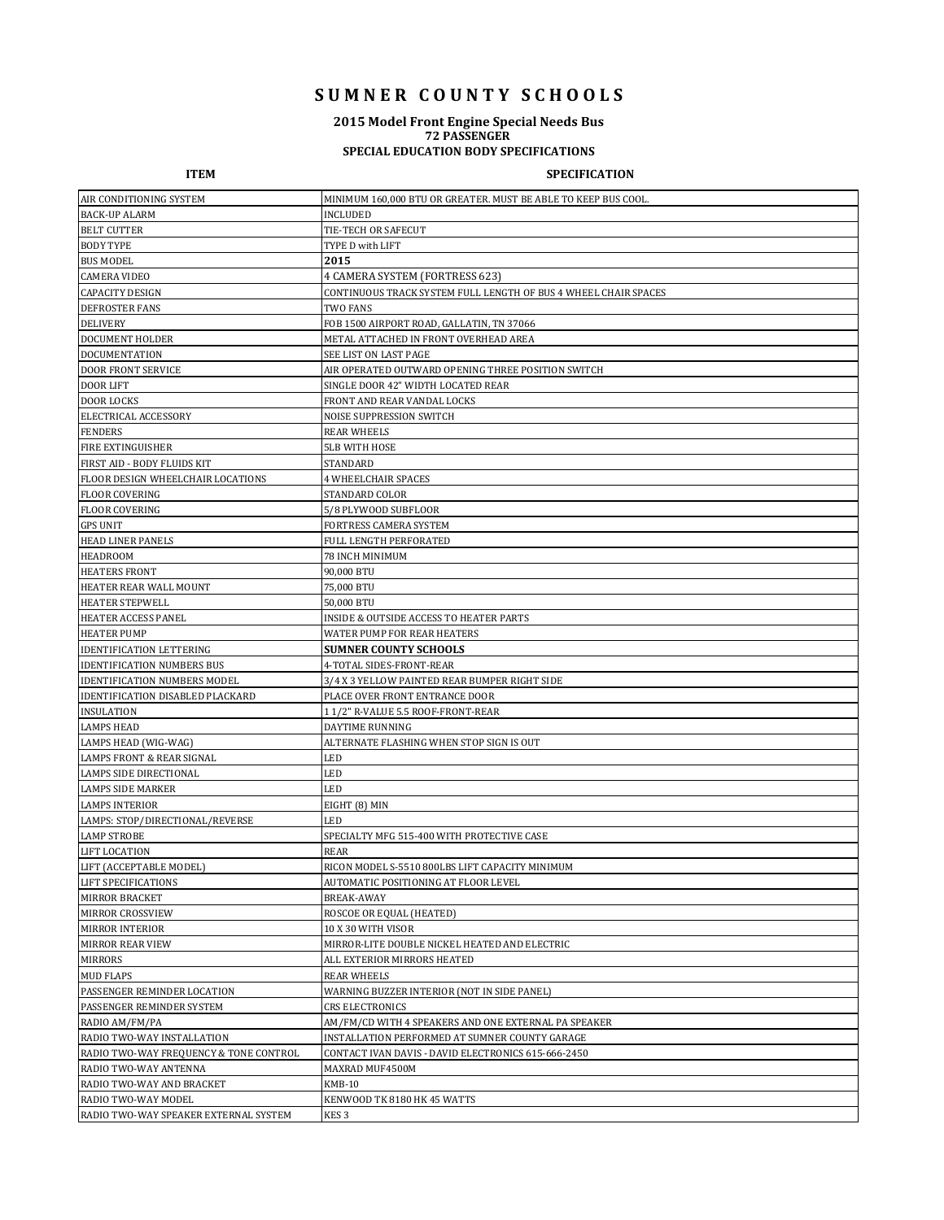# SUMNER COUNTY SCHOOLS

### 2015 Model Front Engine Special Needs Bus
### 72 PASSENGER
### SPECIAL EDUCATION BODY SPECIFICATIONS

| ITEM | SPECIFICATION |
|---|---|
| AIR CONDITIONING SYSTEM | MINIMUM 160,000 BTU OR GREATER. MUST BE ABLE TO KEEP BUS COOL. |
| BACK-UP ALARM | INCLUDED |
| BELT CUTTER | TIE-TECH OR SAFECUT |
| BODY TYPE | TYPE D with LIFT |
| BUS MODEL | **2015** |
| CAMERA VIDEO | 4 CAMERA SYSTEM (FORTRESS 623) |
| CAPACITY DESIGN | CONTINUOUS TRACK SYSTEM FULL LENGTH OF BUS 4 WHEEL CHAIR SPACES |
| DEFROSTER FANS | TWO FANS |
| DELIVERY | FOB 1500 AIRPORT ROAD, GALLATIN, TN 37066 |
| DOCUMENT HOLDER | METAL ATTACHED IN FRONT OVERHEAD AREA |
| DOCUMENTATION | SEE LIST ON LAST PAGE |
| DOOR FRONT SERVICE | AIR OPERATED OUTWARD OPENING THREE POSITION SWITCH |
| DOOR LIFT | SINGLE DOOR 42" WIDTH LOCATED REAR |
| DOOR LOCKS | FRONT AND REAR VANDAL LOCKS |
| ELECTRICAL ACCESSORY | NOISE SUPPRESSION SWITCH |
| FENDERS | REAR WHEELS |
| FIRE EXTINGUISHER | 5LB WITH HOSE |
| FIRST AID - BODY FLUIDS KIT | STANDARD |
| FLOOR DESIGN WHEELCHAIR LOCATIONS | 4 WHEELCHAIR SPACES |
| FLOOR COVERING | STANDARD COLOR |
| FLOOR COVERING | 5/8 PLYWOOD SUBFLOOR |
| GPS UNIT | FORTRESS CAMERA SYSTEM |
| HEAD LINER PANELS | FULL LENGTH PERFORATED |
| HEADROOM | 78 INCH MINIMUM |
| HEATERS FRONT | 90,000 BTU |
| HEATER REAR WALL MOUNT | 75,000 BTU |
| HEATER STEPWELL | 50,000 BTU |
| HEATER ACCESS PANEL | INSIDE & OUTSIDE ACCESS TO HEATER PARTS |
| HEATER PUMP | WATER PUMP FOR REAR HEATERS |
| IDENTIFICATION LETTERING | **SUMNER COUNTY SCHOOLS** |
| IDENTIFICATION NUMBERS BUS | 4-TOTAL SIDES-FRONT-REAR |
| IDENTIFICATION NUMBERS MODEL | 3/4 X 3 YELLOW PAINTED REAR BUMPER RIGHT SIDE |
| IDENTIFICATION DISABLED PLACKARD | PLACE OVER FRONT ENTRANCE DOOR |
| INSULATION | 1 1/2" R-VALUE 5.5 ROOF-FRONT-REAR |
| LAMPS HEAD | DAYTIME RUNNING |
| LAMPS HEAD (WIG-WAG) | ALTERNATE FLASHING WHEN STOP SIGN IS OUT |
| LAMPS FRONT & REAR SIGNAL | LED |
| LAMPS SIDE DIRECTIONAL | LED |
| LAMPS SIDE MARKER | LED |
| LAMPS INTERIOR | EIGHT (8) MIN |
| LAMPS: STOP/DIRECTIONAL/REVERSE | LED |
| LAMP STROBE | SPECIALTY MFG 515-400 WITH PROTECTIVE CASE |
| LIFT LOCATION | REAR |
| LIFT (ACCEPTABLE MODEL) | RICON MODEL S-5510 800LBS LIFT CAPACITY MINIMUM |
| LIFT SPECIFICATIONS | AUTOMATIC POSITIONING AT FLOOR LEVEL |
| MIRROR BRACKET | BREAK-AWAY |
| MIRROR CROSSVIEW | ROSCOE OR EQUAL (HEATED) |
| MIRROR INTERIOR | 10 X 30 WITH VISOR |
| MIRROR REAR VIEW | MIRROR-LITE DOUBLE NICKEL HEATED AND ELECTRIC |
| MIRRORS | ALL EXTERIOR MIRRORS HEATED |
| MUD FLAPS | REAR WHEELS |
| PASSENGER REMINDER LOCATION | WARNING BUZZER INTERIOR (NOT IN SIDE PANEL) |
| PASSENGER REMINDER SYSTEM | CRS ELECTRONICS |
| RADIO AM/FM/PA | AM/FM/CD WITH 4 SPEAKERS AND ONE EXTERNAL PA SPEAKER |
| RADIO TWO-WAY INSTALLATION | INSTALLATION PERFORMED AT SUMNER COUNTY GARAGE |
| RADIO TWO-WAY FREQUENCY & TONE CONTROL | CONTACT IVAN DAVIS - DAVID ELECTRONICS 615-666-2450 |
| RADIO TWO-WAY ANTENNA | MAXRAD MUF4500M |
| RADIO TWO-WAY AND BRACKET | KMB-10 |
| RADIO TWO-WAY MODEL | KENWOOD TK 8180 HK 45 WATTS |
| RADIO TWO-WAY SPEAKER EXTERNAL SYSTEM | KES 3 |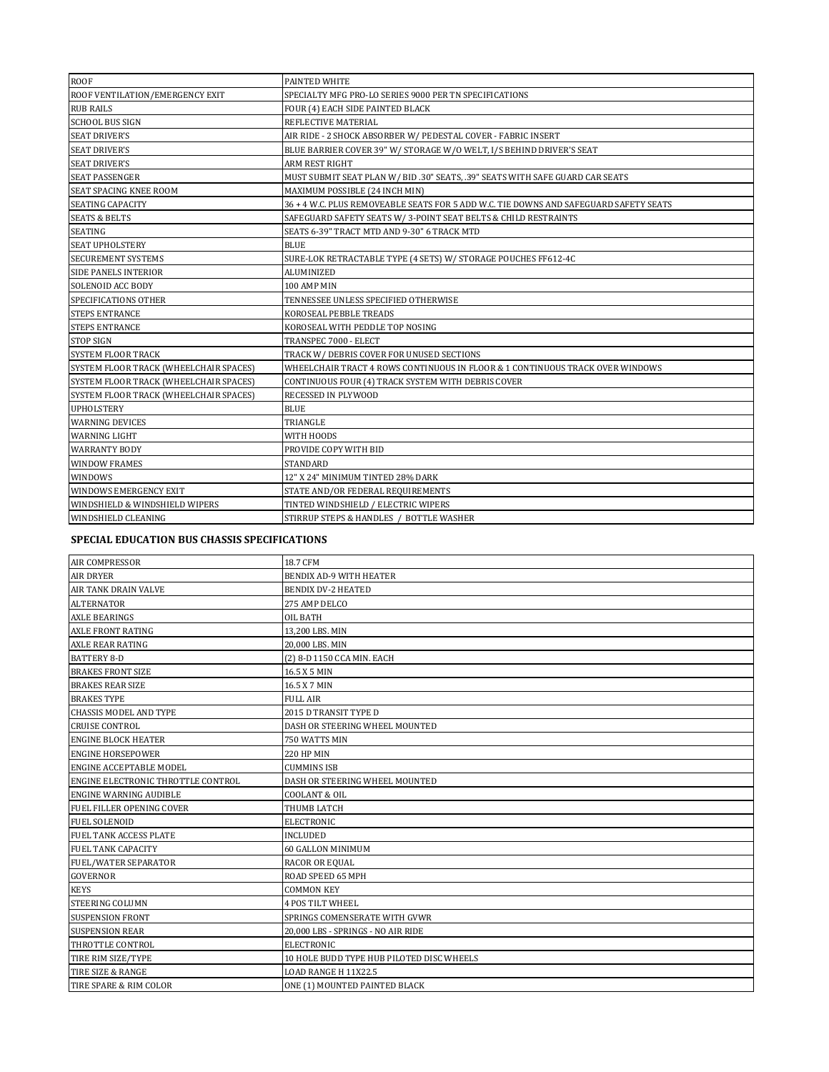| | |
|---|---|
| ROOF | PAINTED WHITE |
| ROOF VENTILATION/EMERGENCY EXIT | SPECIALTY MFG PRO-LO SERIES 9000 PER TN SPECIFICATIONS |
| RUB RAILS | FOUR (4) EACH SIDE PAINTED BLACK |
| SCHOOL BUS SIGN | REFLECTIVE MATERIAL |
| SEAT DRIVER'S | AIR RIDE - 2 SHOCK ABSORBER W/ PEDESTAL COVER - FABRIC INSERT |
| SEAT DRIVER'S | BLUE BARRIER COVER 39" W/ STORAGE W/O WELT, I/S BEHIND DRIVER'S SEAT |
| SEAT DRIVER'S | ARM REST RIGHT |
| SEAT PASSENGER | MUST SUBMIT SEAT PLAN W/ BID .30" SEATS, .39" SEATS WITH SAFE GUARD CAR SEATS |
| SEAT SPACING KNEE ROOM | MAXIMUM POSSIBLE (24 INCH MIN) |
| SEATING CAPACITY | 36 + 4 W.C. PLUS REMOVEABLE SEATS FOR 5 ADD W.C. TIE DOWNS AND SAFEGUARD SAFETY SEATS |
| SEATS & BELTS | SAFEGUARD SAFETY SEATS W/ 3-POINT SEAT BELTS & CHILD RESTRAINTS |
| SEATING | SEATS 6-39" TRACT MTD AND 9-30" 6 TRACK MTD |
| SEAT UPHOLSTERY | BLUE |
| SECUREMENT SYSTEMS | SURE-LOK RETRACTABLE TYPE (4 SETS) W/ STORAGE POUCHES FF612-4C |
| SIDE PANELS INTERIOR | ALUMINIZED |
| SOLENOID ACC BODY | 100 AMP MIN |
| SPECIFICATIONS OTHER | TENNESSEE UNLESS SPECIFIED OTHERWISE |
| STEPS ENTRANCE | KOROSEAL PEBBLE TREADS |
| STEPS ENTRANCE | KOROSEAL WITH PEDDLE TOP NOSING |
| STOP SIGN | TRANSPEC 7000 - ELECT |
| SYSTEM FLOOR TRACK | TRACK W/ DEBRIS COVER FOR UNUSED SECTIONS |
| SYSTEM FLOOR TRACK (WHEELCHAIR SPACES) | WHEELCHAIR TRACT 4 ROWS CONTINUOUS IN FLOOR & 1 CONTINUOUS TRACK OVER WINDOWS |
| SYSTEM FLOOR TRACK (WHEELCHAIR SPACES) | CONTINUOUS FOUR (4) TRACK SYSTEM WITH DEBRIS COVER |
| SYSTEM FLOOR TRACK (WHEELCHAIR SPACES) | RECESSED IN PLYWOOD |
| UPHOLSTERY | BLUE |
| WARNING DEVICES | TRIANGLE |
| WARNING LIGHT | WITH HOODS |
| WARRANTY BODY | PROVIDE COPY WITH BID |
| WINDOW FRAMES | STANDARD |
| WINDOWS | 12" X 24" MINIMUM TINTED 28% DARK |
| WINDOWS EMERGENCY EXIT | STATE AND/OR FEDERAL REQUIREMENTS |
| WINDSHIELD & WINDSHIELD WIPERS | TINTED WINDSHIELD / ELECTRIC WIPERS |
| WINDSHIELD CLEANING | STIRRUP STEPS & HANDLES / BOTTLE WASHER |

**SPECIAL EDUCATION BUS CHASSIS SPECIFICATIONS**

| | |
|---|---|
| AIR COMPRESSOR | 18.7 CFM |
| AIR DRYER | BENDIX AD-9 WITH HEATER |
| AIR TANK DRAIN VALVE | BENDIX DV-2 HEATED |
| ALTERNATOR | 275 AMP DELCO |
| AXLE BEARINGS | OIL BATH |
| AXLE FRONT RATING | 13,200 LBS. MIN |
| AXLE REAR RATING | 20,000 LBS. MIN |
| BATTERY 8-D | (2) 8-D 1150 CCA MIN. EACH |
| BRAKES FRONT SIZE | 16.5 X 5 MIN |
| BRAKES REAR SIZE | 16.5 X 7 MIN |
| BRAKES TYPE | FULL AIR |
| CHASSIS MODEL AND TYPE | 2015 D TRANSIT TYPE D |
| CRUISE CONTROL | DASH OR STEERING WHEEL MOUNTED |
| ENGINE BLOCK HEATER | 750 WATTS MIN |
| ENGINE HORSEPOWER | 220 HP MIN |
| ENGINE ACCEPTABLE MODEL | CUMMINS ISB |
| ENGINE ELECTRONIC THROTTLE CONTROL | DASH OR STEERING WHEEL MOUNTED |
| ENGINE WARNING AUDIBLE | COOLANT & OIL |
| FUEL FILLER OPENING COVER | THUMB LATCH |
| FUEL SOLENOID | ELECTRONIC |
| FUEL TANK ACCESS PLATE | INCLUDED |
| FUEL TANK CAPACITY | 60 GALLON MINIMUM |
| FUEL/WATER SEPARATOR | RACOR OR EQUAL |
| GOVERNOR | ROAD SPEED 65 MPH |
| KEYS | COMMON KEY |
| STEERING COLUMN | 4 POS TILT WHEEL |
| SUSPENSION FRONT | SPRINGS COMENSERATE WITH GVWR |
| SUSPENSION REAR | 20,000 LBS - SPRINGS - NO AIR RIDE |
| THROTTLE CONTROL | ELECTRONIC |
| TIRE RIM SIZE/TYPE | 10 HOLE BUDD TYPE HUB PILOTED DISC WHEELS |
| TIRE SIZE & RANGE | LOAD RANGE H 11X22.5 |
| TIRE SPARE & RIM COLOR | ONE (1) MOUNTED PAINTED BLACK |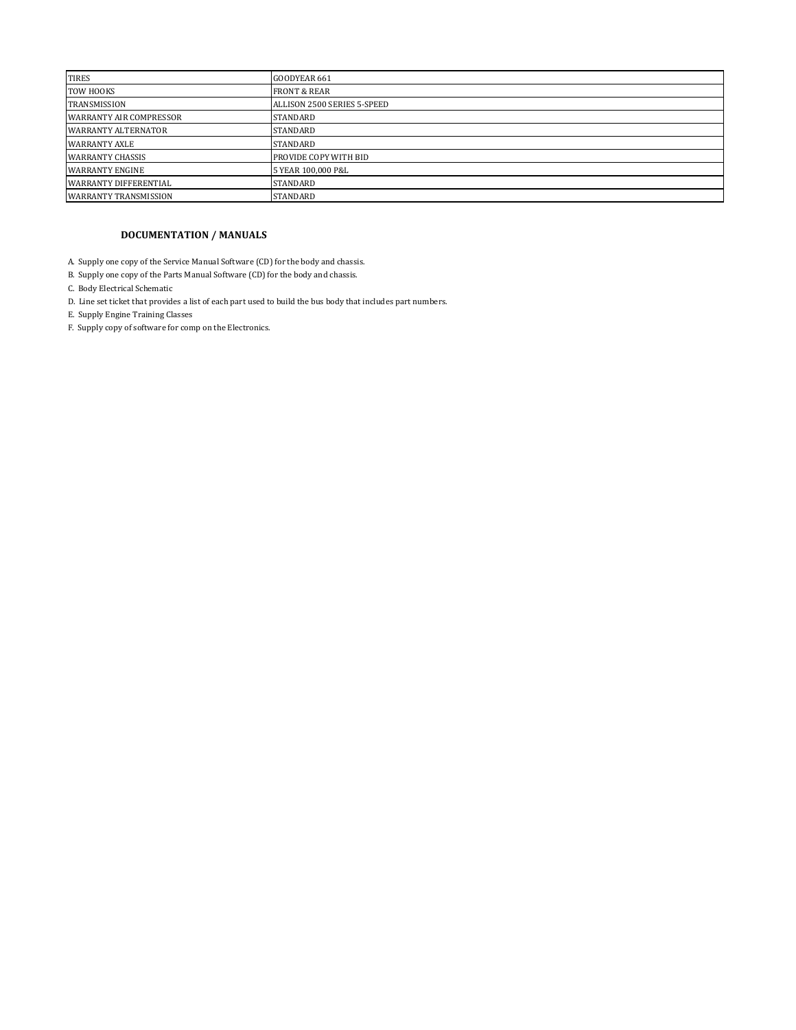| TIRES | GOODYEAR 661 |
| --- | --- |
| TOW HOOKS | FRONT & REAR |
| TRANSMISSION | ALLISON 2500 SERIES 5-SPEED |
| WARRANTY AIR COMPRESSOR | STANDARD |
| WARRANTY ALTERNATOR | STANDARD |
| WARRANTY AXLE | STANDARD |
| WARRANTY CHASSIS | PROVIDE COPY WITH BID |
| WARRANTY ENGINE | 5 YEAR 100,000 P&L |
| WARRANTY DIFFERENTIAL | STANDARD |
| WARRANTY TRANSMISSION | STANDARD |

**DOCUMENTATION / MANUALS**

A. Supply one copy of the Service Manual Software (CD) for the body and chassis.

B. Supply one copy of the Parts Manual Software (CD) for the body and chassis.

C. Body Electrical Schematic

D. Line set ticket that provides a list of each part used to build the bus body that includes part numbers.

E. Supply Engine Training Classes

F. Supply copy of software for comp on the Electronics.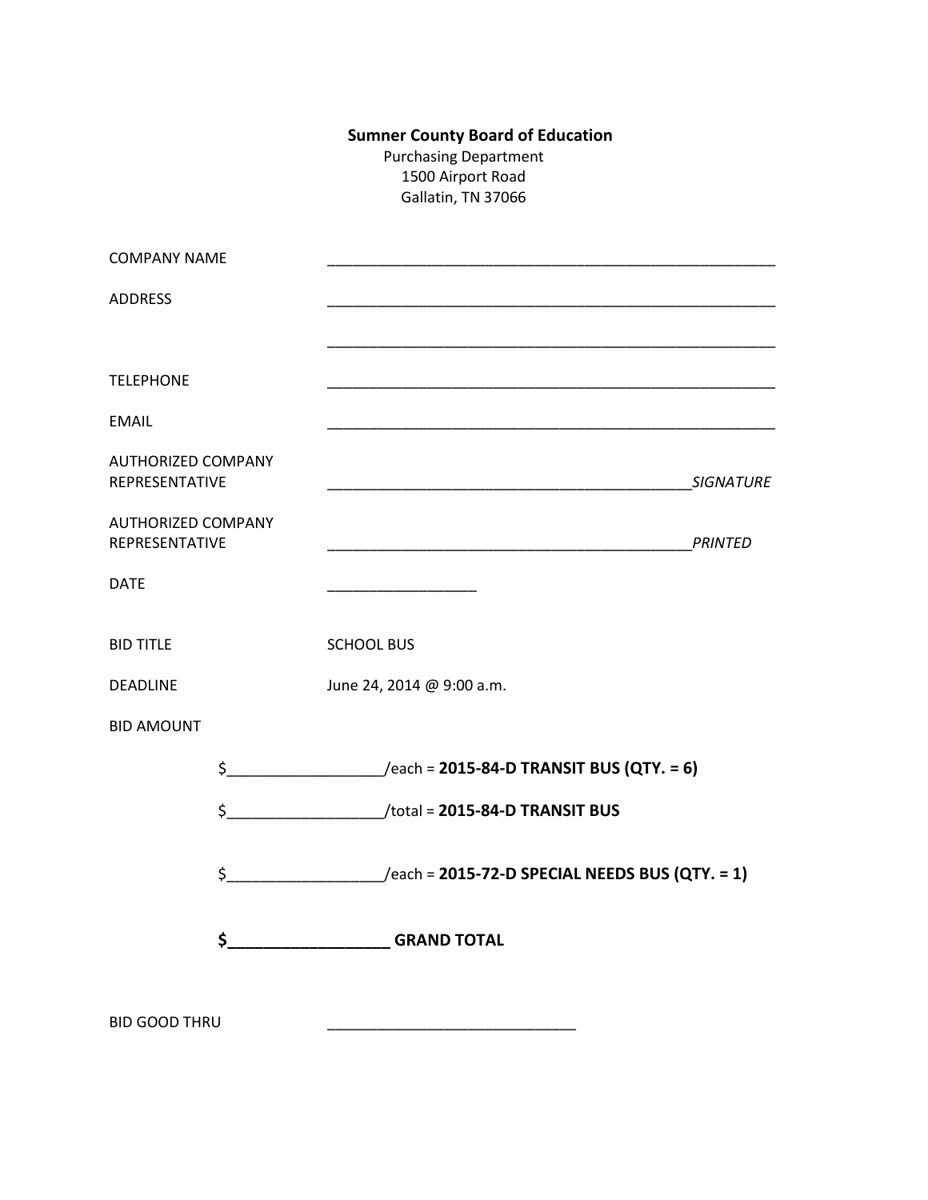**Sumner County Board of Education**
Purchasing Department
1500 Airport Road
Gallatin, TN 37066

COMPANY NAME _______________________________________________________

ADDRESS _______________________________________________________

_______________________________________________________

TELEPHONE _______________________________________________________

EMAIL _______________________________________________________

AUTHORIZED COMPANY REPRESENTATIVE ____________________________________________*SIGNATURE*

AUTHORIZED COMPANY REPRESENTATIVE ____________________________________________*PRINTED*

DATE __________________

BID TITLE SCHOOL BUS

DEADLINE June 24, 2014 @ 9:00 a.m.

BID AMOUNT

$__________________/each = **2015-84-D TRANSIT BUS (QTY. = 6)**

$__________________/total = **2015-84-D TRANSIT BUS**

$__________________/each = **2015-72-D SPECIAL NEEDS BUS (QTY. = 1)**

**$__________________ GRAND TOTAL**

BID GOOD THRU ______________________________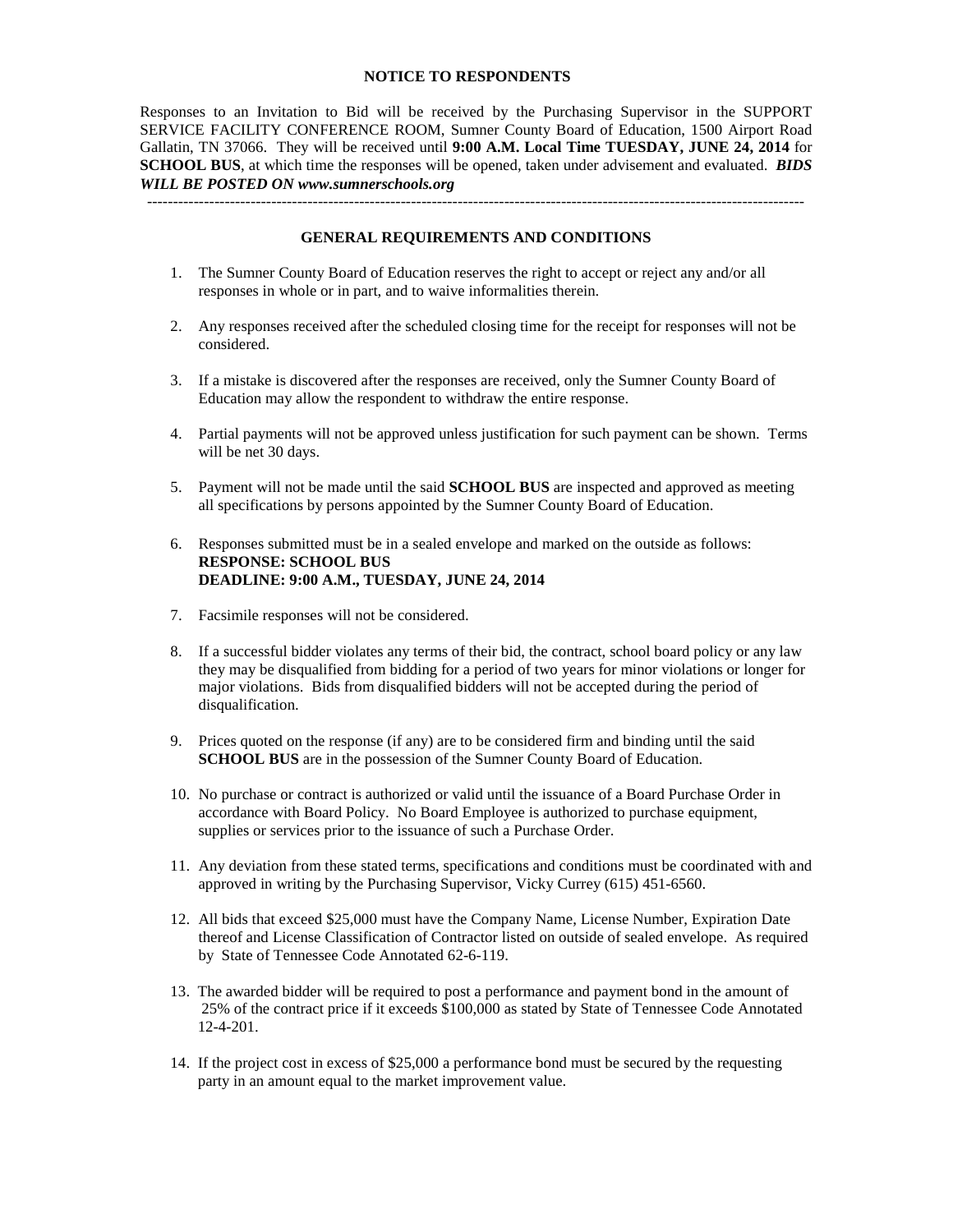**NOTICE TO RESPONDENTS**

Responses to an Invitation to Bid will be received by the Purchasing Supervisor in the SUPPORT SERVICE FACILITY CONFERENCE ROOM, Sumner County Board of Education, 1500 Airport Road Gallatin, TN 37066. They will be received until **9:00 A.M. Local Time TUESDAY, JUNE 24, 2014** for **SCHOOL BUS**, at which time the responses will be opened, taken under advisement and evaluated. ***BIDS WILL BE POSTED ON www.sumnerschools.org***

---

**GENERAL REQUIREMENTS AND CONDITIONS**

1. The Sumner County Board of Education reserves the right to accept or reject any and/or all responses in whole or in part, and to waive informalities therein.

2. Any responses received after the scheduled closing time for the receipt for responses will not be considered.

3. If a mistake is discovered after the responses are received, only the Sumner County Board of Education may allow the respondent to withdraw the entire response.

4. Partial payments will not be approved unless justification for such payment can be shown. Terms will be net 30 days.

5. Payment will not be made until the said **SCHOOL BUS** are inspected and approved as meeting all specifications by persons appointed by the Sumner County Board of Education.

6. Responses submitted must be in a sealed envelope and marked on the outside as follows:
   **RESPONSE: SCHOOL BUS**
   **DEADLINE: 9:00 A.M., TUESDAY, JUNE 24, 2014**

7. Facsimile responses will not be considered.

8. If a successful bidder violates any terms of their bid, the contract, school board policy or any law they may be disqualified from bidding for a period of two years for minor violations or longer for major violations. Bids from disqualified bidders will not be accepted during the period of disqualification.

9. Prices quoted on the response (if any) are to be considered firm and binding until the said **SCHOOL BUS** are in the possession of the Sumner County Board of Education.

10. No purchase or contract is authorized or valid until the issuance of a Board Purchase Order in accordance with Board Policy. No Board Employee is authorized to purchase equipment, supplies or services prior to the issuance of such a Purchase Order.

11. Any deviation from these stated terms, specifications and conditions must be coordinated with and approved in writing by the Purchasing Supervisor, Vicky Currey (615) 451-6560.

12. All bids that exceed $25,000 must have the Company Name, License Number, Expiration Date thereof and License Classification of Contractor listed on outside of sealed envelope. As required by State of Tennessee Code Annotated 62-6-119.

13. The awarded bidder will be required to post a performance and payment bond in the amount of 25% of the contract price if it exceeds $100,000 as stated by State of Tennessee Code Annotated 12-4-201.

14. If the project cost in excess of $25,000 a performance bond must be secured by the requesting party in an amount equal to the market improvement value.